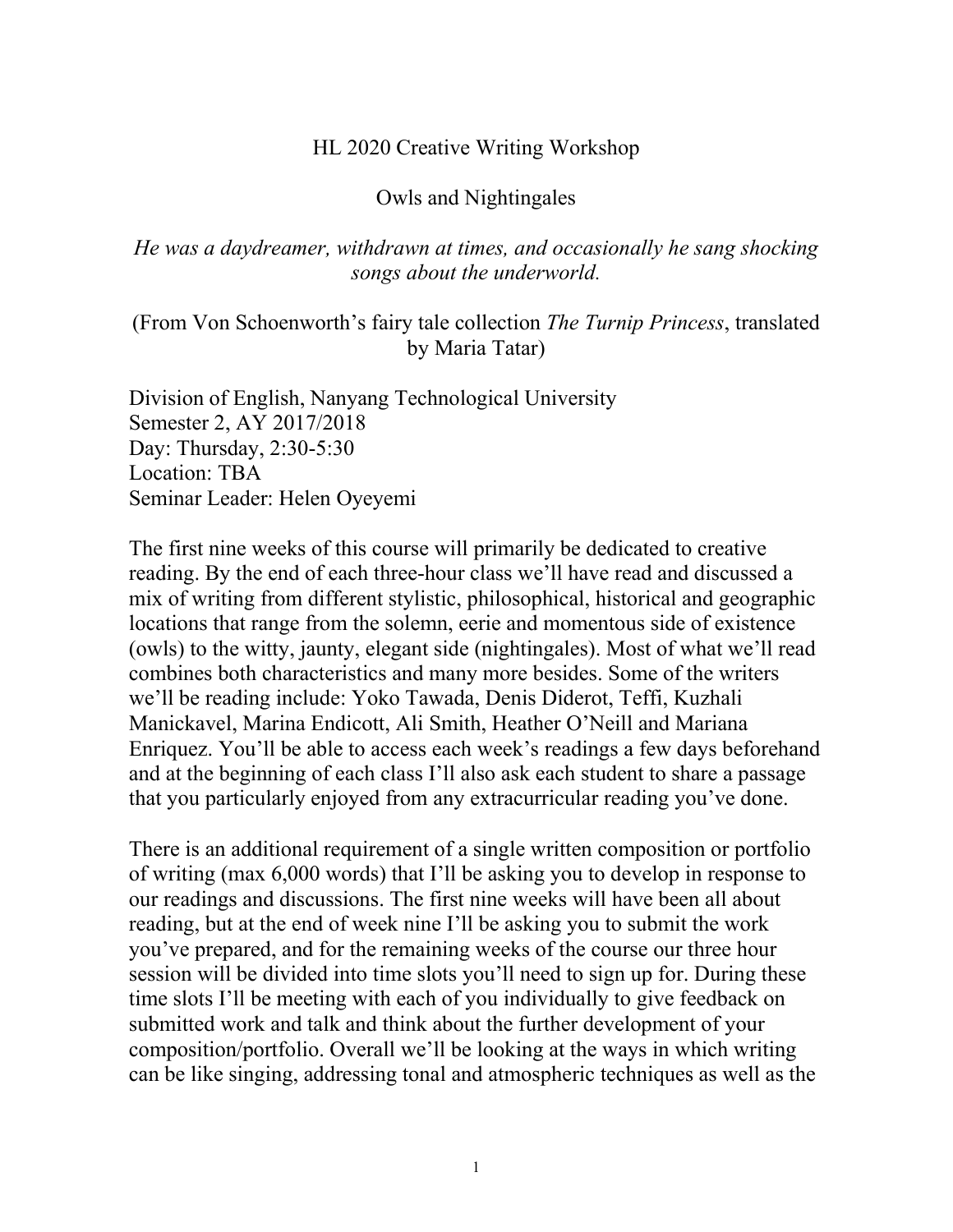# HL 2020 Creative Writing Workshop

## Owls and Nightingales

*He was a daydreamer, withdrawn at times, and occasionally he sang shocking songs about the underworld.*

(From Von Schoenworth's fairy tale collection *The Turnip Princess*, translated by Maria Tatar)

Division of English, Nanyang Technological University
Semester 2, AY 2017/2018
Day: Thursday, 2:30-5:30
Location: TBA
Seminar Leader: Helen Oyeyemi

The first nine weeks of this course will primarily be dedicated to creative reading. By the end of each three-hour class we'll have read and discussed a mix of writing from different stylistic, philosophical, historical and geographic locations that range from the solemn, eerie and momentous side of existence (owls) to the witty, jaunty, elegant side (nightingales). Most of what we'll read combines both characteristics and many more besides. Some of the writers we'll be reading include: Yoko Tawada, Denis Diderot, Teffi, Kuzhali Manickavel, Marina Endicott, Ali Smith, Heather O'Neill and Mariana Enriquez. You'll be able to access each week's readings a few days beforehand and at the beginning of each class I'll also ask each student to share a passage that you particularly enjoyed from any extracurricular reading you've done.

There is an additional requirement of a single written composition or portfolio of writing (max 6,000 words) that I'll be asking you to develop in response to our readings and discussions. The first nine weeks will have been all about reading, but at the end of week nine I'll be asking you to submit the work you've prepared, and for the remaining weeks of the course our three hour session will be divided into time slots you'll need to sign up for. During these time slots I'll be meeting with each of you individually to give feedback on submitted work and talk and think about the further development of your composition/portfolio. Overall we'll be looking at the ways in which writing can be like singing, addressing tonal and atmospheric techniques as well as the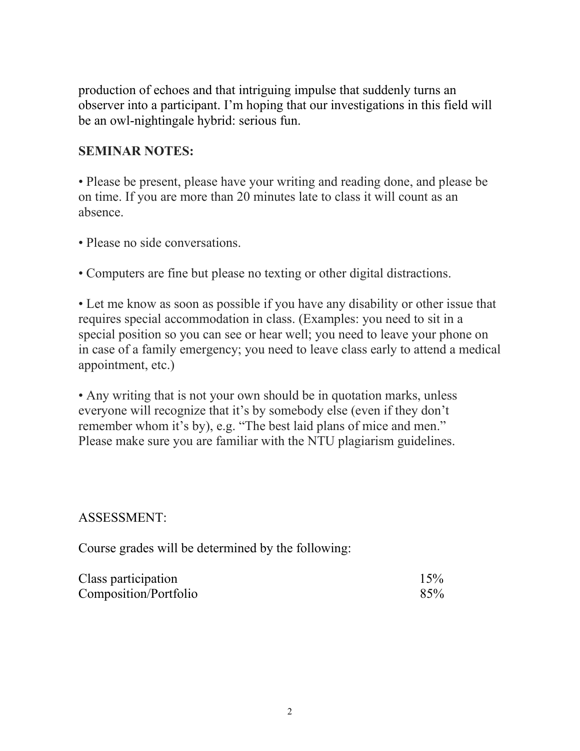production of echoes and that intriguing impulse that suddenly turns an observer into a participant. I'm hoping that our investigations in this field will be an owl-nightingale hybrid: serious fun.

**SEMINAR NOTES:**

• Please be present, please have your writing and reading done, and please be on time. If you are more than 20 minutes late to class it will count as an absence.

• Please no side conversations.

• Computers are fine but please no texting or other digital distractions.

• Let me know as soon as possible if you have any disability or other issue that requires special accommodation in class. (Examples: you need to sit in a special position so you can see or hear well; you need to leave your phone on in case of a family emergency; you need to leave class early to attend a medical appointment, etc.)

• Any writing that is not your own should be in quotation marks, unless everyone will recognize that it's by somebody else (even if they don't remember whom it's by), e.g. "The best laid plans of mice and men." Please make sure you are familiar with the NTU plagiarism guidelines.

ASSESSMENT:

Course grades will be determined by the following:

| | |
|---|---|
| Class participation | 15% |
| Composition/Portfolio | 85% |